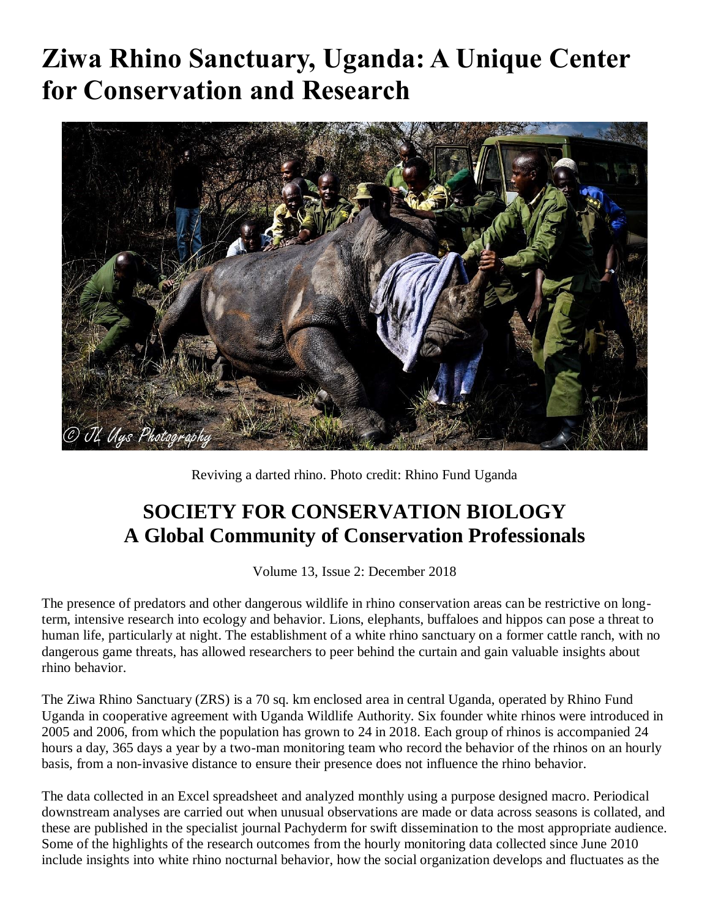# Ziwa Rhino Sanctuary, Uganda: A Unique Center for Conservation and Research

Reviving a darted rhino. Photo credit: Rhino Fund Uganda

## SOCIETY FOR CONSERVATION BIOLOGY
## A Global Community of Conservation Professionals

Volume 13, Issue 2: December 2018

The presence of predators and other dangerous wildlife in rhino conservation areas can be restrictive on long-term, intensive research into ecology and behavior. Lions, elephants, buffaloes and hippos can pose a threat to human life, particularly at night. The establishment of a white rhino sanctuary on a former cattle ranch, with no dangerous game threats, has allowed researchers to peer behind the curtain and gain valuable insights about rhino behavior.

The Ziwa Rhino Sanctuary (ZRS) is a 70 sq. km enclosed area in central Uganda, operated by Rhino Fund Uganda in cooperative agreement with Uganda Wildlife Authority. Six founder white rhinos were introduced in 2005 and 2006, from which the population has grown to 24 in 2018. Each group of rhinos is accompanied 24 hours a day, 365 days a year by a two-man monitoring team who record the behavior of the rhinos on an hourly basis, from a non-invasive distance to ensure their presence does not influence the rhino behavior.

The data collected in an Excel spreadsheet and analyzed monthly using a purpose designed macro. Periodical downstream analyses are carried out when unusual observations are made or data across seasons is collated, and these are published in the specialist journal Pachyderm for swift dissemination to the most appropriate audience. Some of the highlights of the research outcomes from the hourly monitoring data collected since June 2010 include insights into white rhino nocturnal behavior, how the social organization develops and fluctuates as the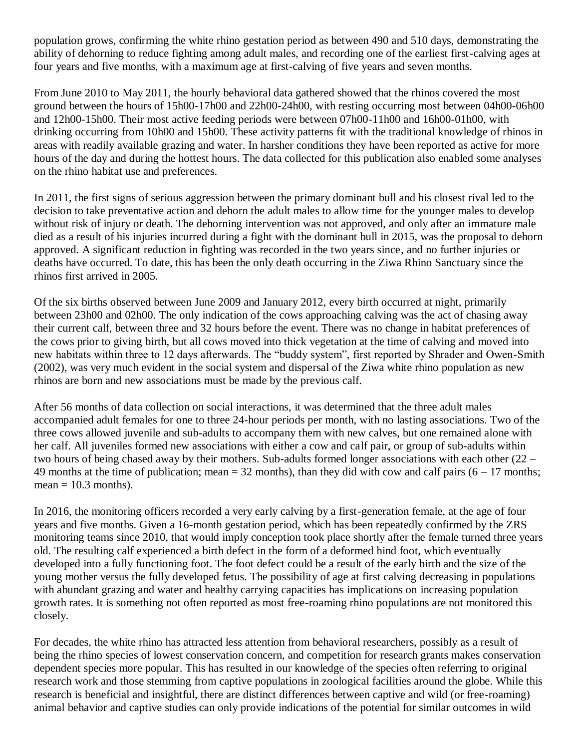population grows, confirming the white rhino gestation period as between 490 and 510 days, demonstrating the ability of dehorning to reduce fighting among adult males, and recording one of the earliest first-calving ages at four years and five months, with a maximum age at first-calving of five years and seven months.

From June 2010 to May 2011, the hourly behavioral data gathered showed that the rhinos covered the most ground between the hours of 15h00-17h00 and 22h00-24h00, with resting occurring most between 04h00-06h00 and 12h00-15h00. Their most active feeding periods were between 07h00-11h00 and 16h00-01h00, with drinking occurring from 10h00 and 15h00. These activity patterns fit with the traditional knowledge of rhinos in areas with readily available grazing and water. In harsher conditions they have been reported as active for more hours of the day and during the hottest hours. The data collected for this publication also enabled some analyses on the rhino habitat use and preferences.

In 2011, the first signs of serious aggression between the primary dominant bull and his closest rival led to the decision to take preventative action and dehorn the adult males to allow time for the younger males to develop without risk of injury or death. The dehorning intervention was not approved, and only after an immature male died as a result of his injuries incurred during a fight with the dominant bull in 2015, was the proposal to dehorn approved. A significant reduction in fighting was recorded in the two years since, and no further injuries or deaths have occurred. To date, this has been the only death occurring in the Ziwa Rhino Sanctuary since the rhinos first arrived in 2005.

Of the six births observed between June 2009 and January 2012, every birth occurred at night, primarily between 23h00 and 02h00. The only indication of the cows approaching calving was the act of chasing away their current calf, between three and 32 hours before the event. There was no change in habitat preferences of the cows prior to giving birth, but all cows moved into thick vegetation at the time of calving and moved into new habitats within three to 12 days afterwards. The "buddy system", first reported by Shrader and Owen-Smith (2002), was very much evident in the social system and dispersal of the Ziwa white rhino population as new rhinos are born and new associations must be made by the previous calf.

After 56 months of data collection on social interactions, it was determined that the three adult males accompanied adult females for one to three 24-hour periods per month, with no lasting associations. Two of the three cows allowed juvenile and sub-adults to accompany them with new calves, but one remained alone with her calf. All juveniles formed new associations with either a cow and calf pair, or group of sub-adults within two hours of being chased away by their mothers. Sub-adults formed longer associations with each other (22 – 49 months at the time of publication; mean = 32 months), than they did with cow and calf pairs (6 – 17 months; mean = 10.3 months).

In 2016, the monitoring officers recorded a very early calving by a first-generation female, at the age of four years and five months. Given a 16-month gestation period, which has been repeatedly confirmed by the ZRS monitoring teams since 2010, that would imply conception took place shortly after the female turned three years old. The resulting calf experienced a birth defect in the form of a deformed hind foot, which eventually developed into a fully functioning foot. The foot defect could be a result of the early birth and the size of the young mother versus the fully developed fetus. The possibility of age at first calving decreasing in populations with abundant grazing and water and healthy carrying capacities has implications on increasing population growth rates. It is something not often reported as most free-roaming rhino populations are not monitored this closely.

For decades, the white rhino has attracted less attention from behavioral researchers, possibly as a result of being the rhino species of lowest conservation concern, and competition for research grants makes conservation dependent species more popular. This has resulted in our knowledge of the species often referring to original research work and those stemming from captive populations in zoological facilities around the globe. While this research is beneficial and insightful, there are distinct differences between captive and wild (or free-roaming) animal behavior and captive studies can only provide indications of the potential for similar outcomes in wild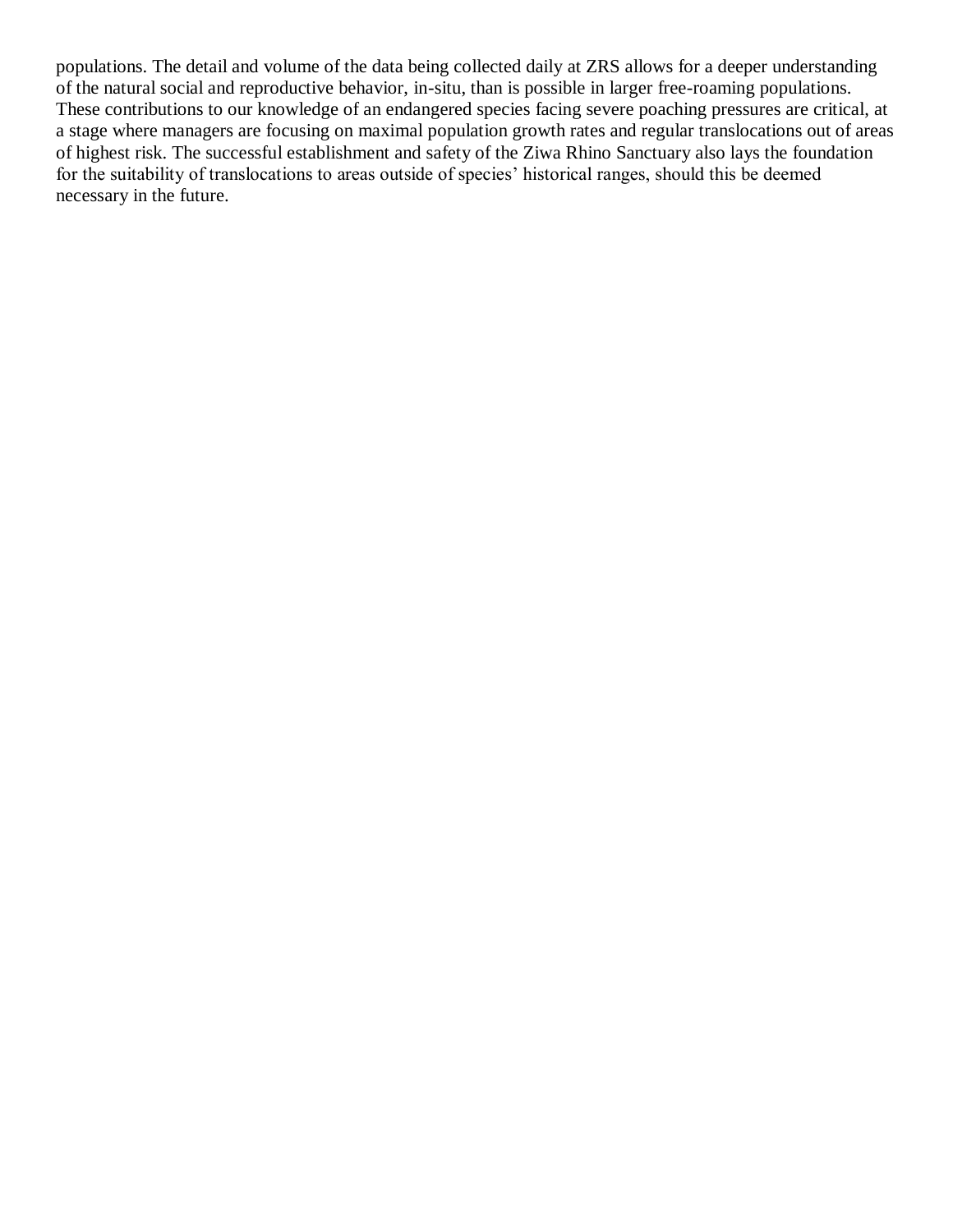populations. The detail and volume of the data being collected daily at ZRS allows for a deeper understanding of the natural social and reproductive behavior, in-situ, than is possible in larger free-roaming populations. These contributions to our knowledge of an endangered species facing severe poaching pressures are critical, at a stage where managers are focusing on maximal population growth rates and regular translocations out of areas of highest risk. The successful establishment and safety of the Ziwa Rhino Sanctuary also lays the foundation for the suitability of translocations to areas outside of species' historical ranges, should this be deemed necessary in the future.